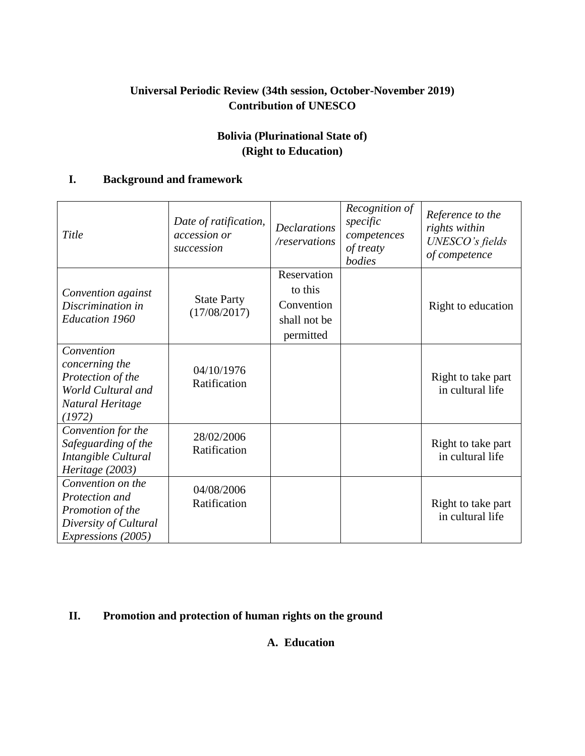**Universal Periodic Review (34th session, October-November 2019)**
**Contribution of UNESCO**

**Bolivia (Plurinational State of)**
**(Right to Education)**

## I. Background and framework

| *Title* | *Date of ratification, accession or succession* | *Declarations /reservations* | *Recognition of specific competences of treaty bodies* | *Reference to the rights within UNESCO's fields of competence* |
|---|---|---|---|---|
| *Convention against Discrimination in Education 1960* | State Party (17/08/2017) | Reservation to this Convention shall not be permitted | | Right to education |
| *Convention concerning the Protection of the World Cultural and Natural Heritage (1972)* | 04/10/1976 Ratification | | | Right to take part in cultural life |
| *Convention for the Safeguarding of the Intangible Cultural Heritage (2003)* | 28/02/2006 Ratification | | | Right to take part in cultural life |
| *Convention on the Protection and Promotion of the Diversity of Cultural Expressions (2005)* | 04/08/2006 Ratification | | | Right to take part in cultural life |

## II. Promotion and protection of human rights on the ground

### A. Education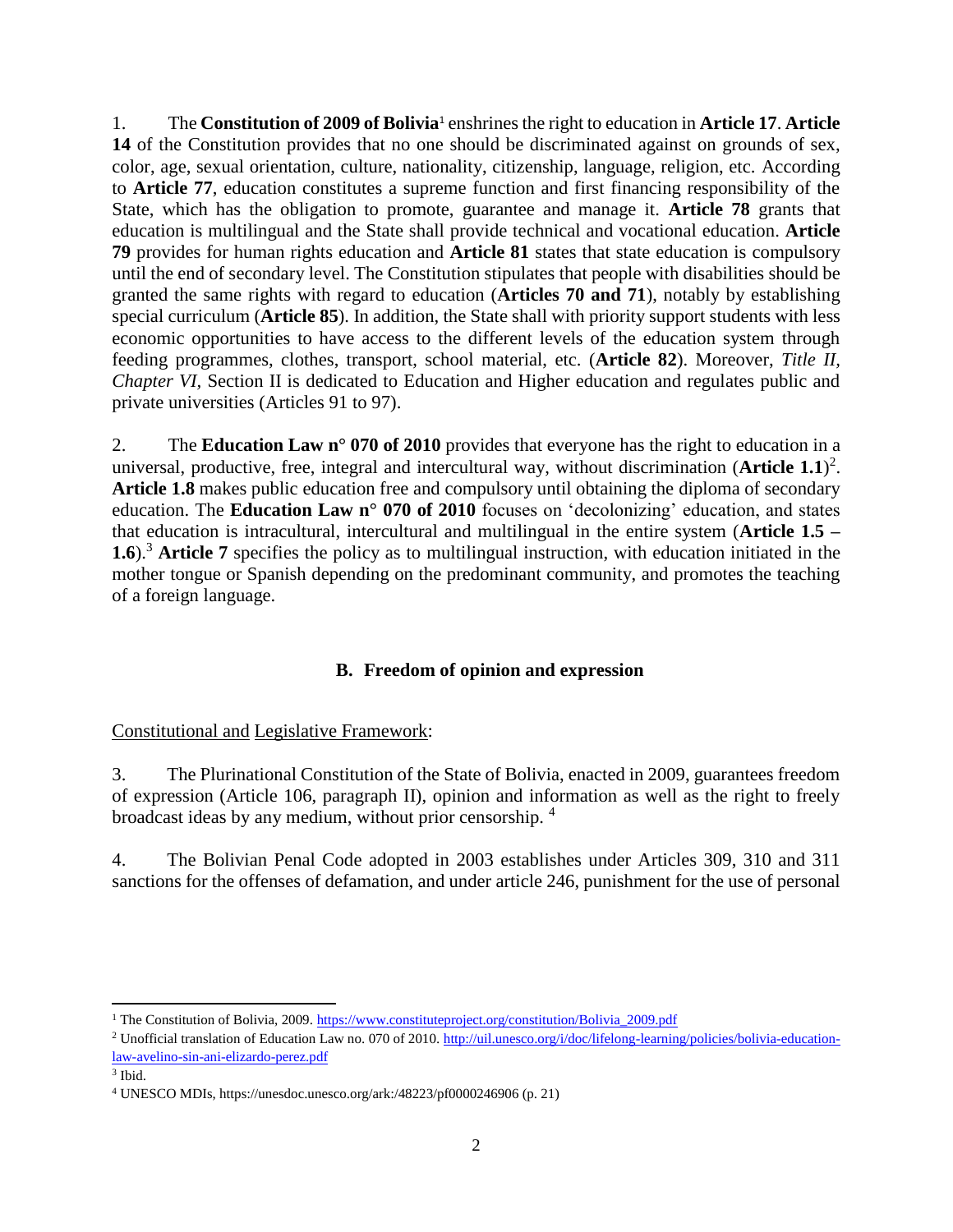1. The **Constitution of 2009 of Bolivia**[1] enshrines the right to education in **Article 17**. **Article 14** of the Constitution provides that no one should be discriminated against on grounds of sex, color, age, sexual orientation, culture, nationality, citizenship, language, religion, etc. According to **Article 77**, education constitutes a supreme function and first financing responsibility of the State, which has the obligation to promote, guarantee and manage it. **Article 78** grants that education is multilingual and the State shall provide technical and vocational education. **Article 79** provides for human rights education and **Article 81** states that state education is compulsory until the end of secondary level. The Constitution stipulates that people with disabilities should be granted the same rights with regard to education (**Articles 70 and 71**), notably by establishing special curriculum (**Article 85**). In addition, the State shall with priority support students with less economic opportunities to have access to the different levels of the education system through feeding programmes, clothes, transport, school material, etc. (**Article 82**). Moreover, *Title II, Chapter VI*, Section II is dedicated to Education and Higher education and regulates public and private universities (Articles 91 to 97).

2. The **Education Law n° 070 of 2010** provides that everyone has the right to education in a universal, productive, free, integral and intercultural way, without discrimination (**Article 1.1**)[2]. **Article 1.8** makes public education free and compulsory until obtaining the diploma of secondary education. The **Education Law n° 070 of 2010** focuses on 'decolonizing' education, and states that education is intracultural, intercultural and multilingual in the entire system (**Article 1.5 – 1.6**).[3] **Article 7** specifies the policy as to multilingual instruction, with education initiated in the mother tongue or Spanish depending on the predominant community, and promotes the teaching of a foreign language.

### B. Freedom of opinion and expression

Constitutional and Legislative Framework:

3. The Plurinational Constitution of the State of Bolivia, enacted in 2009, guarantees freedom of expression (Article 106, paragraph II), opinion and information as well as the right to freely broadcast ideas by any medium, without prior censorship. [4]

4. The Bolivian Penal Code adopted in 2003 establishes under Articles 309, 310 and 311 sanctions for the offenses of defamation, and under article 246, punishment for the use of personal

---

[1] The Constitution of Bolivia, 2009. https://www.constituteproject.org/constitution/Bolivia_2009.pdf

[2] Unofficial translation of Education Law no. 070 of 2010. http://uil.unesco.org/i/doc/lifelong-learning/policies/bolivia-education-law-avelino-sin-ani-elizardo-perez.pdf

[3] Ibid.

[4] UNESCO MDIs, https://unesdoc.unesco.org/ark:/48223/pf0000246906 (p. 21)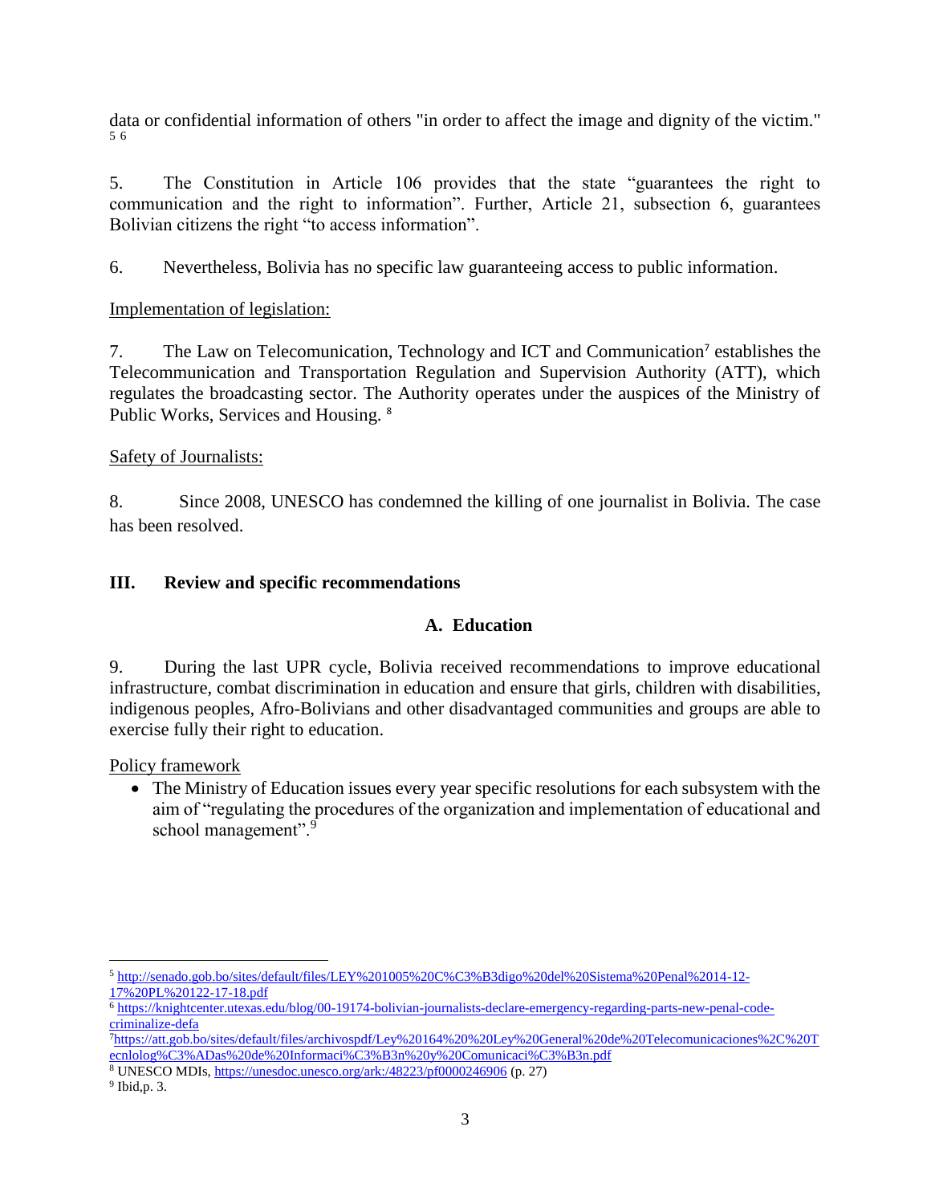data or confidential information of others "in order to affect the image and dignity of the victim." [5] [6]

5. The Constitution in Article 106 provides that the state "guarantees the right to communication and the right to information". Further, Article 21, subsection 6, guarantees Bolivian citizens the right "to access information".

6. Nevertheless, Bolivia has no specific law guaranteeing access to public information.

Implementation of legislation:

7. The Law on Telecomunication, Technology and ICT and Communication[7] establishes the Telecommunication and Transportation Regulation and Supervision Authority (ATT), which regulates the broadcasting sector. The Authority operates under the auspices of the Ministry of Public Works, Services and Housing. [8]

Safety of Journalists:

8. Since 2008, UNESCO has condemned the killing of one journalist in Bolivia. The case has been resolved.

## III. Review and specific recommendations

### A. Education

9. During the last UPR cycle, Bolivia received recommendations to improve educational infrastructure, combat discrimination in education and ensure that girls, children with disabilities, indigenous peoples, Afro-Bolivians and other disadvantaged communities and groups are able to exercise fully their right to education.

Policy framework

- The Ministry of Education issues every year specific resolutions for each subsystem with the aim of "regulating the procedures of the organization and implementation of educational and school management".[9]

---

[5] http://senado.gob.bo/sites/default/files/LEY%201005%20C%C3%B3digo%20del%20Sistema%20Penal%2014-12-17%20PL%20122-17-18.pdf

[6] https://knightcenter.utexas.edu/blog/00-19174-bolivian-journalists-declare-emergency-regarding-parts-new-penal-code-criminalize-defa

[7] https://att.gob.bo/sites/default/files/archivospdf/Ley%20164%20%20Ley%20General%20de%20Telecomunicaciones%2C%20Tecnlolog%C3%ADas%20de%20Informaci%C3%B3n%20y%20Comunicaci%C3%B3n.pdf

[8] UNESCO MDIs, https://unesdoc.unesco.org/ark:/48223/pf0000246906 (p. 27)

[9] Ibid,p. 3.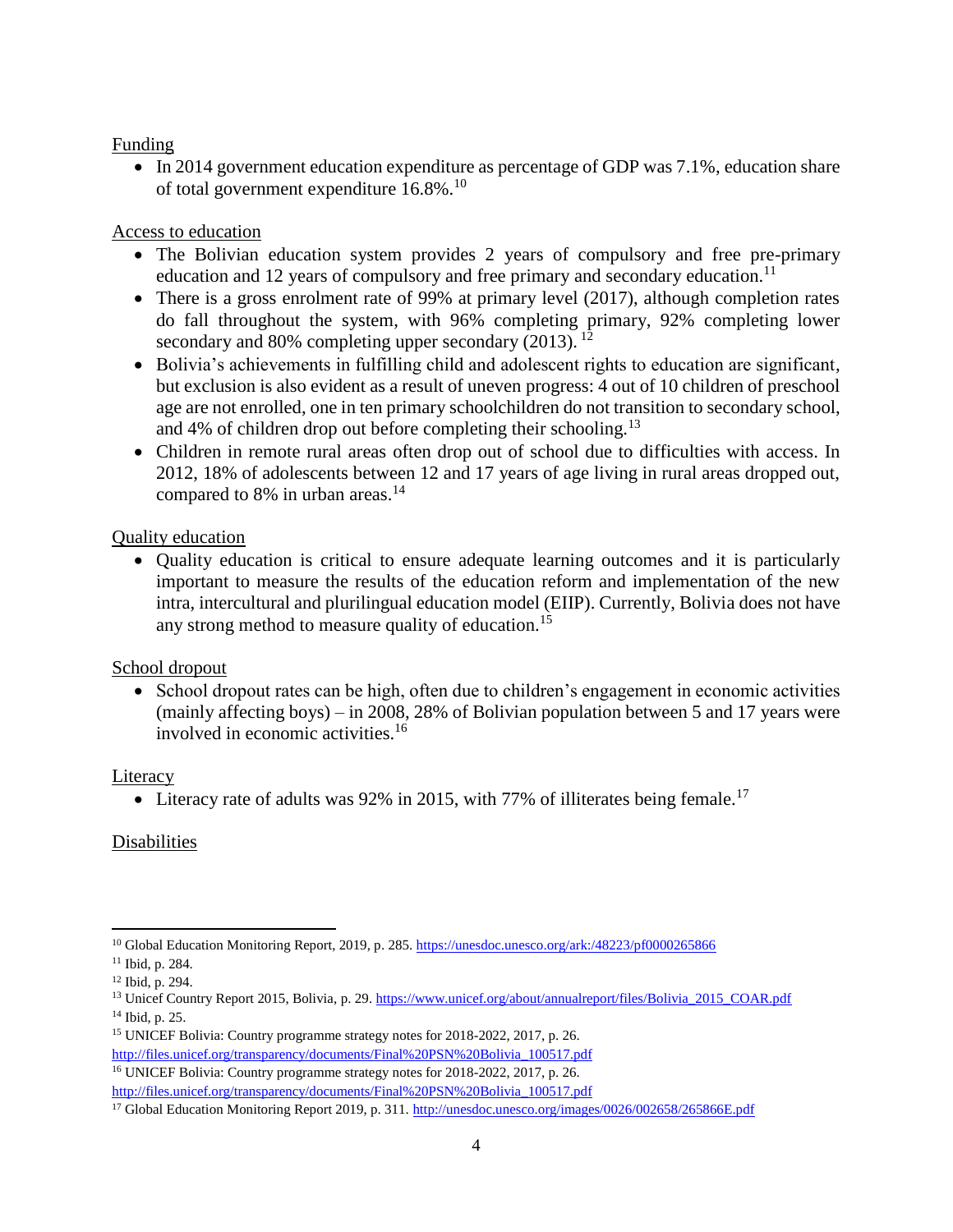Funding

- In 2014 government education expenditure as percentage of GDP was 7.1%, education share of total government expenditure 16.8%.[10]

Access to education

- The Bolivian education system provides 2 years of compulsory and free pre-primary education and 12 years of compulsory and free primary and secondary education.[11]
- There is a gross enrolment rate of 99% at primary level (2017), although completion rates do fall throughout the system, with 96% completing primary, 92% completing lower secondary and 80% completing upper secondary (2013).[12]
- Bolivia's achievements in fulfilling child and adolescent rights to education are significant, but exclusion is also evident as a result of uneven progress: 4 out of 10 children of preschool age are not enrolled, one in ten primary schoolchildren do not transition to secondary school, and 4% of children drop out before completing their schooling.[13]
- Children in remote rural areas often drop out of school due to difficulties with access. In 2012, 18% of adolescents between 12 and 17 years of age living in rural areas dropped out, compared to 8% in urban areas.[14]

Quality education

- Quality education is critical to ensure adequate learning outcomes and it is particularly important to measure the results of the education reform and implementation of the new intra, intercultural and plurilingual education model (EIIP). Currently, Bolivia does not have any strong method to measure quality of education.[15]

School dropout

- School dropout rates can be high, often due to children's engagement in economic activities (mainly affecting boys) – in 2008, 28% of Bolivian population between 5 and 17 years were involved in economic activities.[16]

Literacy

- Literacy rate of adults was 92% in 2015, with 77% of illiterates being female.[17]

Disabilities

---

[10] Global Education Monitoring Report, 2019, p. 285. https://unesdoc.unesco.org/ark:/48223/pf0000265866

[11] Ibid, p. 284.

[12] Ibid, p. 294.

[13] Unicef Country Report 2015, Bolivia, p. 29. https://www.unicef.org/about/annualreport/files/Bolivia_2015_COAR.pdf

[14] Ibid, p. 25.

[15] UNICEF Bolivia: Country programme strategy notes for 2018-2022, 2017, p. 26. http://files.unicef.org/transparency/documents/Final%20PSN%20Bolivia_100517.pdf

[16] UNICEF Bolivia: Country programme strategy notes for 2018-2022, 2017, p. 26. http://files.unicef.org/transparency/documents/Final%20PSN%20Bolivia_100517.pdf

[17] Global Education Monitoring Report 2019, p. 311. http://unesdoc.unesco.org/images/0026/002658/265866E.pdf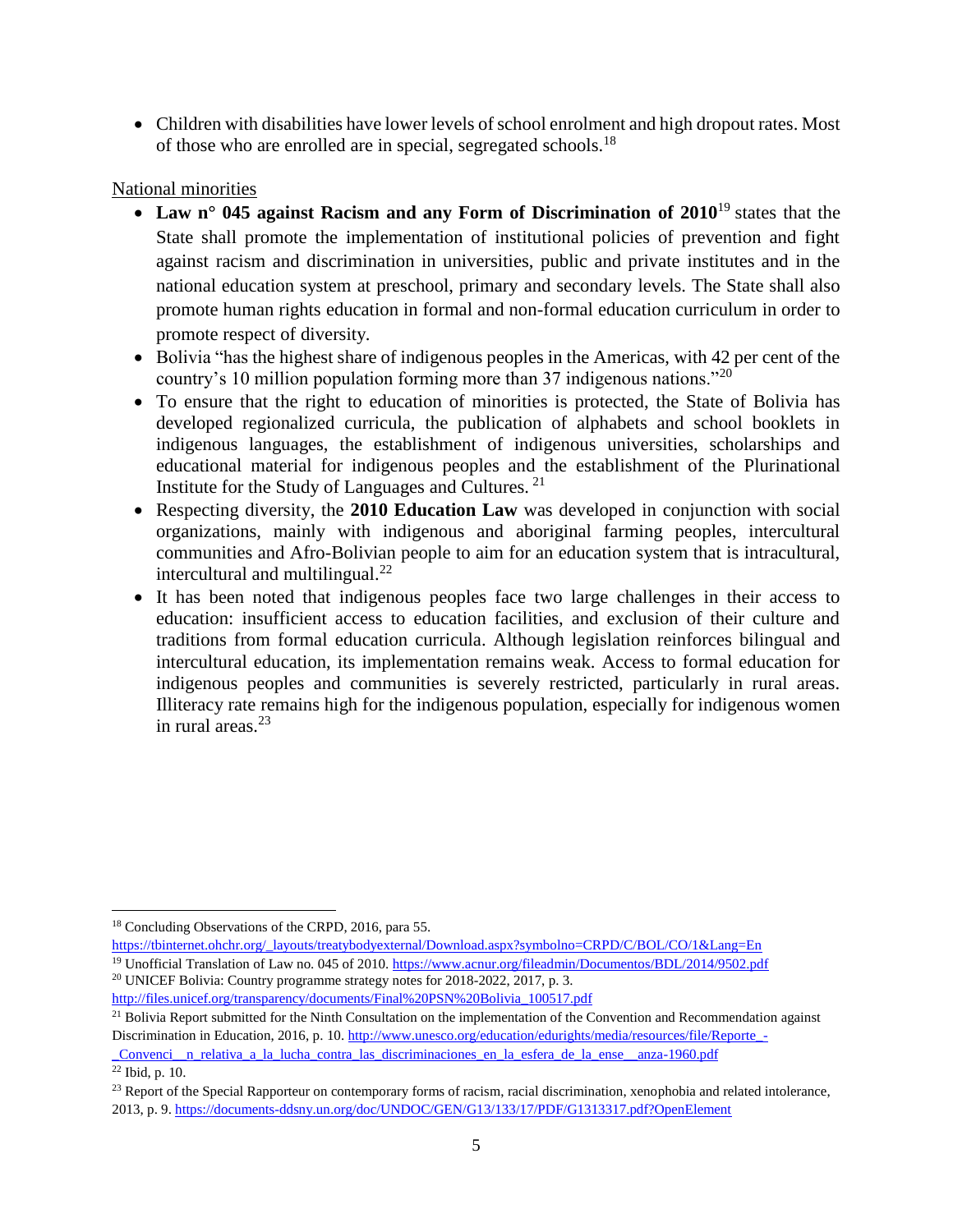- Children with disabilities have lower levels of school enrolment and high dropout rates. Most of those who are enrolled are in special, segregated schools.[18]

National minorities

- **Law n° 045 against Racism and any Form of Discrimination of 2010**[19] states that the State shall promote the implementation of institutional policies of prevention and fight against racism and discrimination in universities, public and private institutes and in the national education system at preschool, primary and secondary levels. The State shall also promote human rights education in formal and non-formal education curriculum in order to promote respect of diversity.
- Bolivia "has the highest share of indigenous peoples in the Americas, with 42 per cent of the country's 10 million population forming more than 37 indigenous nations."[20]
- To ensure that the right to education of minorities is protected, the State of Bolivia has developed regionalized curricula, the publication of alphabets and school booklets in indigenous languages, the establishment of indigenous universities, scholarships and educational material for indigenous peoples and the establishment of the Plurinational Institute for the Study of Languages and Cultures. [21]
- Respecting diversity, the **2010 Education Law** was developed in conjunction with social organizations, mainly with indigenous and aboriginal farming peoples, intercultural communities and Afro-Bolivian people to aim for an education system that is intracultural, intercultural and multilingual.[22]
- It has been noted that indigenous peoples face two large challenges in their access to education: insufficient access to education facilities, and exclusion of their culture and traditions from formal education curricula. Although legislation reinforces bilingual and intercultural education, its implementation remains weak. Access to formal education for indigenous peoples and communities is severely restricted, particularly in rural areas. Illiteracy rate remains high for the indigenous population, especially for indigenous women in rural areas.[23]

---

[18] Concluding Observations of the CRPD, 2016, para 55. https://tbinternet.ohchr.org/_layouts/treatybodyexternal/Download.aspx?symbolno=CRPD/C/BOL/CO/1&Lang=En

[19] Unofficial Translation of Law no. 045 of 2010. https://www.acnur.org/fileadmin/Documentos/BDL/2014/9502.pdf

[20] UNICEF Bolivia: Country programme strategy notes for 2018-2022, 2017, p. 3. http://files.unicef.org/transparency/documents/Final%20PSN%20Bolivia_100517.pdf

[21] Bolivia Report submitted for the Ninth Consultation on the implementation of the Convention and Recommendation against Discrimination in Education, 2016, p. 10. http://www.unesco.org/education/edurights/media/resources/file/Reporte_-_Convenci__n_relativa_a_la_lucha_contra_las_discriminaciones_en_la_esfera_de_la_ense__anza-1960.pdf

[22] Ibid, p. 10.

[23] Report of the Special Rapporteur on contemporary forms of racism, racial discrimination, xenophobia and related intolerance, 2013, p. 9. https://documents-ddsny.un.org/doc/UNDOC/GEN/G13/133/17/PDF/G1313317.pdf?OpenElement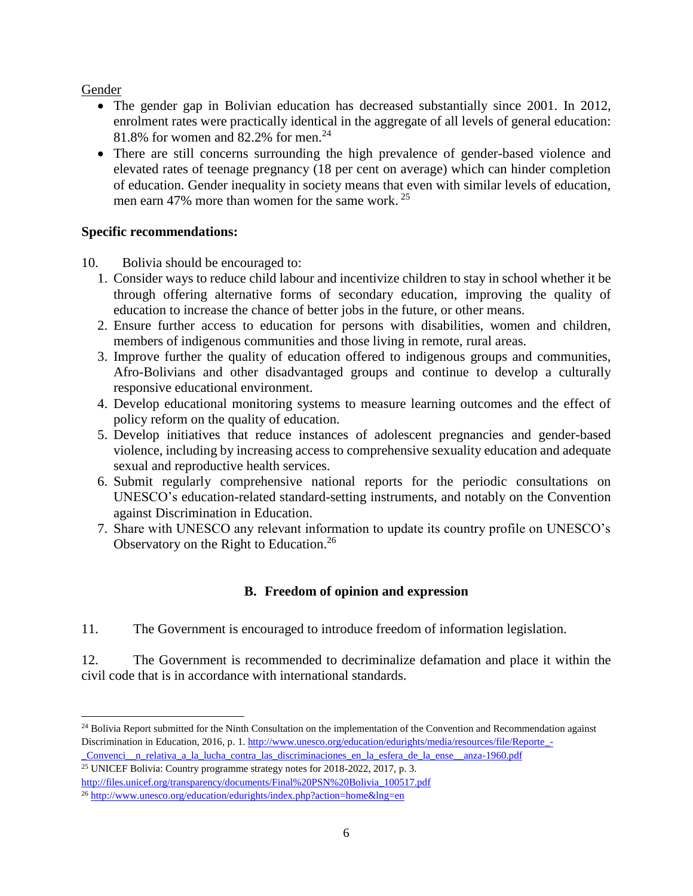Gender

- The gender gap in Bolivian education has decreased substantially since 2001. In 2012, enrolment rates were practically identical in the aggregate of all levels of general education: 81.8% for women and 82.2% for men.[24]
- There are still concerns surrounding the high prevalence of gender-based violence and elevated rates of teenage pregnancy (18 per cent on average) which can hinder completion of education. Gender inequality in society means that even with similar levels of education, men earn 47% more than women for the same work. [25]

**Specific recommendations:**

10. Bolivia should be encouraged to:
    1. Consider ways to reduce child labour and incentivize children to stay in school whether it be through offering alternative forms of secondary education, improving the quality of education to increase the chance of better jobs in the future, or other means.
    2. Ensure further access to education for persons with disabilities, women and children, members of indigenous communities and those living in remote, rural areas.
    3. Improve further the quality of education offered to indigenous groups and communities, Afro-Bolivians and other disadvantaged groups and continue to develop a culturally responsive educational environment.
    4. Develop educational monitoring systems to measure learning outcomes and the effect of policy reform on the quality of education.
    5. Develop initiatives that reduce instances of adolescent pregnancies and gender-based violence, including by increasing access to comprehensive sexuality education and adequate sexual and reproductive health services.
    6. Submit regularly comprehensive national reports for the periodic consultations on UNESCO's education-related standard-setting instruments, and notably on the Convention against Discrimination in Education.
    7. Share with UNESCO any relevant information to update its country profile on UNESCO's Observatory on the Right to Education.[26]

### B. Freedom of opinion and expression

11. The Government is encouraged to introduce freedom of information legislation.

12. The Government is recommended to decriminalize defamation and place it within the civil code that is in accordance with international standards.

---

[24] Bolivia Report submitted for the Ninth Consultation on the implementation of the Convention and Recommendation against Discrimination in Education, 2016, p. 1. http://www.unesco.org/education/edurights/media/resources/file/Reporte_-_Convenci__n_relativa_a_la_lucha_contra_las_discriminaciones_en_la_esfera_de_la_ense__anza-1960.pdf

[25] UNICEF Bolivia: Country programme strategy notes for 2018-2022, 2017, p. 3. http://files.unicef.org/transparency/documents/Final%20PSN%20Bolivia_100517.pdf

[26] http://www.unesco.org/education/edurights/index.php?action=home&lng=en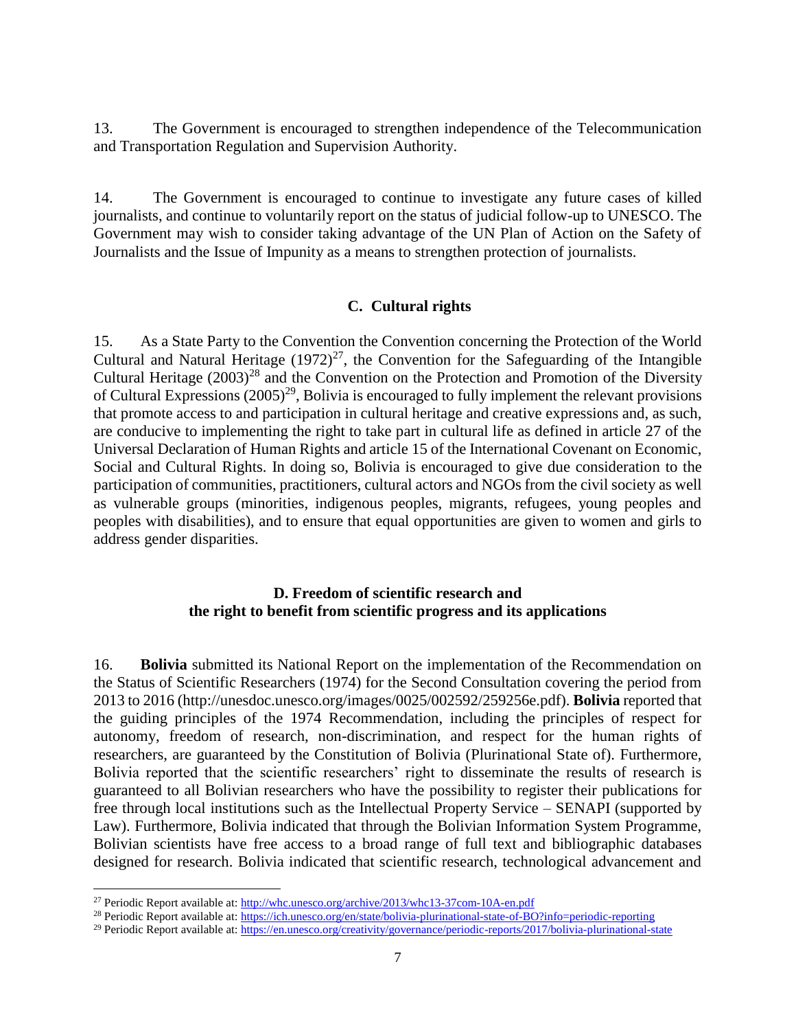13. The Government is encouraged to strengthen independence of the Telecommunication and Transportation Regulation and Supervision Authority.

14. The Government is encouraged to continue to investigate any future cases of killed journalists, and continue to voluntarily report on the status of judicial follow-up to UNESCO. The Government may wish to consider taking advantage of the UN Plan of Action on the Safety of Journalists and the Issue of Impunity as a means to strengthen protection of journalists.

### C. Cultural rights

15. As a State Party to the Convention the Convention concerning the Protection of the World Cultural and Natural Heritage (1972)[27], the Convention for the Safeguarding of the Intangible Cultural Heritage (2003)[28] and the Convention on the Protection and Promotion of the Diversity of Cultural Expressions (2005)[29], Bolivia is encouraged to fully implement the relevant provisions that promote access to and participation in cultural heritage and creative expressions and, as such, are conducive to implementing the right to take part in cultural life as defined in article 27 of the Universal Declaration of Human Rights and article 15 of the International Covenant on Economic, Social and Cultural Rights. In doing so, Bolivia is encouraged to give due consideration to the participation of communities, practitioners, cultural actors and NGOs from the civil society as well as vulnerable groups (minorities, indigenous peoples, migrants, refugees, young peoples and peoples with disabilities), and to ensure that equal opportunities are given to women and girls to address gender disparities.

### D. Freedom of scientific research and the right to benefit from scientific progress and its applications

16. **Bolivia** submitted its National Report on the implementation of the Recommendation on the Status of Scientific Researchers (1974) for the Second Consultation covering the period from 2013 to 2016 (http://unesdoc.unesco.org/images/0025/002592/259256e.pdf). **Bolivia** reported that the guiding principles of the 1974 Recommendation, including the principles of respect for autonomy, freedom of research, non-discrimination, and respect for the human rights of researchers, are guaranteed by the Constitution of Bolivia (Plurinational State of). Furthermore, Bolivia reported that the scientific researchers' right to disseminate the results of research is guaranteed to all Bolivian researchers who have the possibility to register their publications for free through local institutions such as the Intellectual Property Service – SENAPI (supported by Law). Furthermore, Bolivia indicated that through the Bolivian Information System Programme, Bolivian scientists have free access to a broad range of full text and bibliographic databases designed for research. Bolivia indicated that scientific research, technological advancement and

---

[27] Periodic Report available at: http://whc.unesco.org/archive/2013/whc13-37com-10A-en.pdf

[28] Periodic Report available at: https://ich.unesco.org/en/state/bolivia-plurinational-state-of-BO?info=periodic-reporting

[29] Periodic Report available at: https://en.unesco.org/creativity/governance/periodic-reports/2017/bolivia-plurinational-state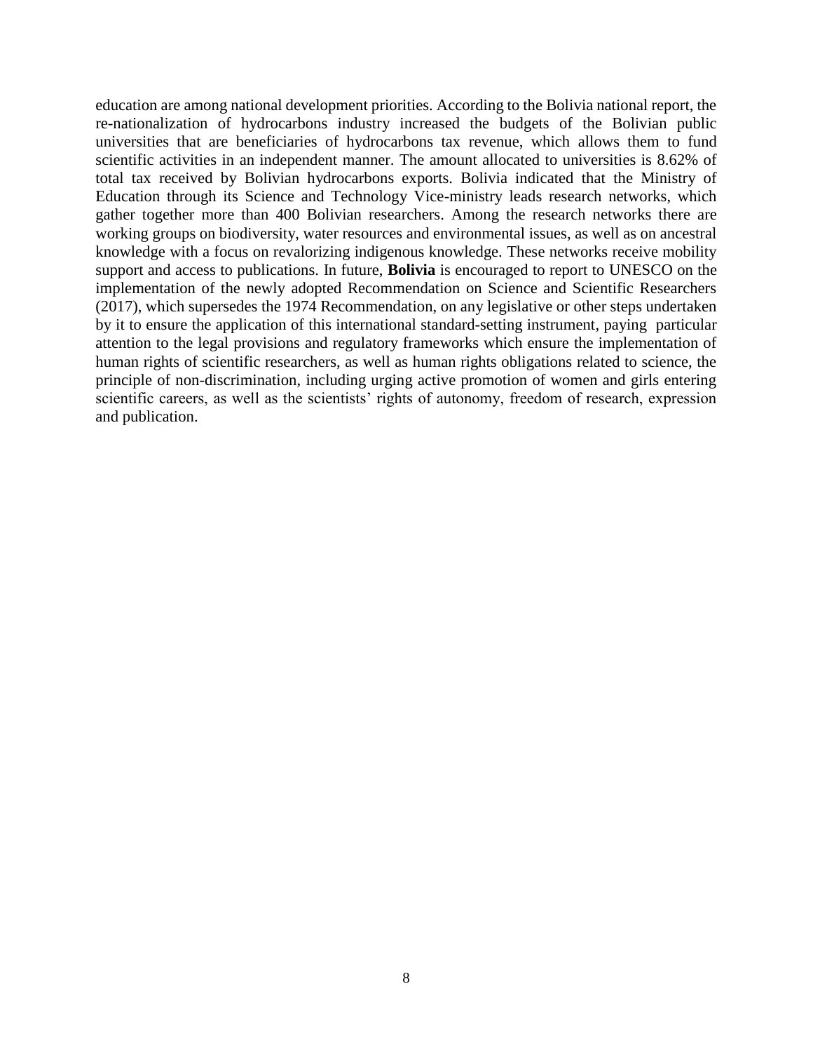education are among national development priorities. According to the Bolivia national report, the re-nationalization of hydrocarbons industry increased the budgets of the Bolivian public universities that are beneficiaries of hydrocarbons tax revenue, which allows them to fund scientific activities in an independent manner. The amount allocated to universities is 8.62% of total tax received by Bolivian hydrocarbons exports. Bolivia indicated that the Ministry of Education through its Science and Technology Vice-ministry leads research networks, which gather together more than 400 Bolivian researchers. Among the research networks there are working groups on biodiversity, water resources and environmental issues, as well as on ancestral knowledge with a focus on revalorizing indigenous knowledge. These networks receive mobility support and access to publications. In future, **Bolivia** is encouraged to report to UNESCO on the implementation of the newly adopted Recommendation on Science and Scientific Researchers (2017), which supersedes the 1974 Recommendation, on any legislative or other steps undertaken by it to ensure the application of this international standard-setting instrument, paying particular attention to the legal provisions and regulatory frameworks which ensure the implementation of human rights of scientific researchers, as well as human rights obligations related to science, the principle of non-discrimination, including urging active promotion of women and girls entering scientific careers, as well as the scientists' rights of autonomy, freedom of research, expression and publication.